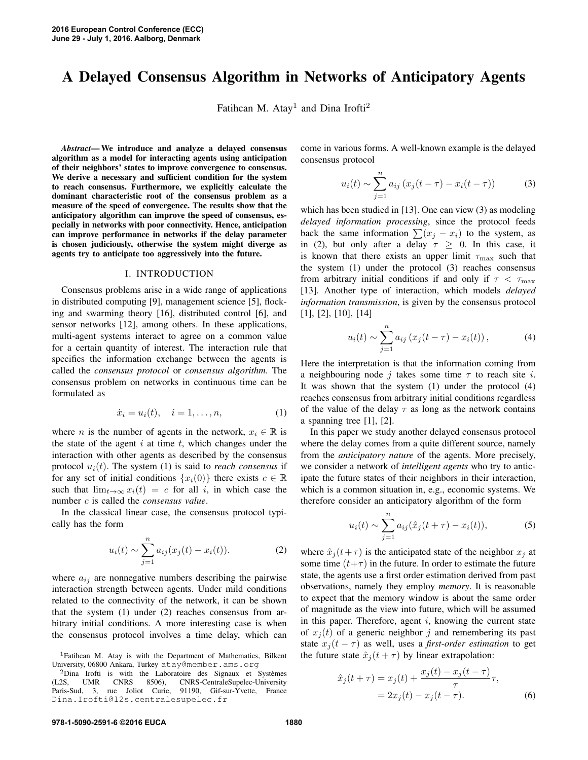# A Delayed Consensus Algorithm in Networks of Anticipatory Agents

Fatihcan M. Atay[1] and Dina Irofti[2]

***Abstract*— We introduce and analyze a delayed consensus algorithm as a model for interacting agents using anticipation of their neighbors' states to improve convergence to consensus. We derive a necessary and sufficient condition for the system to reach consensus. Furthermore, we explicitly calculate the dominant characteristic root of the consensus problem as a measure of the speed of convergence. The results show that the anticipatory algorithm can improve the speed of consensus, especially in networks with poor connectivity. Hence, anticipation can improve performance in networks if the delay parameter is chosen judiciously, otherwise the system might diverge as agents try to anticipate too aggressively into the future.**

## I. INTRODUCTION

Consensus problems arise in a wide range of applications in distributed computing [9], management science [5], flocking and swarming theory [16], distributed control [6], and sensor networks [12], among others. In these applications, multi-agent systems interact to agree on a common value for a certain quantity of interest. The interaction rule that specifies the information exchange between the agents is called the *consensus protocol* or *consensus algorithm*. The consensus problem on networks in continuous time can be formulated as

$$\dot{x}_i = u_i(t), \quad i = 1, \ldots, n, \tag{1}$$

where $n$ is the number of agents in the network, $x_i \in \mathbb{R}$ is the state of the agent $i$ at time $t$, which changes under the interaction with other agents as described by the consensus protocol $u_i(t)$. The system (1) is said to *reach consensus* if for any set of initial conditions $\{x_i(0)\}$ there exists $c \in \mathbb{R}$ such that $\lim_{t\to\infty} x_i(t) = c$ for all $i$, in which case the number $c$ is called the *consensus value*.

In the classical linear case, the consensus protocol typically has the form

$$u_i(t) \sim \sum_{j=1}^{n} a_{ij}(x_j(t) - x_i(t)). \tag{2}$$

where $a_{ij}$ are nonnegative numbers describing the pairwise interaction strength between agents. Under mild conditions related to the connectivity of the network, it can be shown that the system (1) under (2) reaches consensus from arbitrary initial conditions. A more interesting case is when the consensus protocol involves a time delay, which can come in various forms. A well-known example is the delayed consensus protocol

$$u_i(t) \sim \sum_{j=1}^{n} a_{ij}\left(x_j(t-\tau) - x_i(t-\tau)\right) \tag{3}$$

which has been studied in [13]. One can view (3) as modeling *delayed information processing*, since the protocol feeds back the same information $\sum(x_j - x_i)$ to the system, as in (2), but only after a delay $\tau \geq 0$. In this case, it is known that there exists an upper limit $\tau_{\max}$ such that the system (1) under the protocol (3) reaches consensus from arbitrary initial conditions if and only if $\tau < \tau_{\max}$ [13]. Another type of interaction, which models *delayed information transmission*, is given by the consensus protocol [1], [2], [10], [14]

$$u_i(t) \sim \sum_{j=1}^{n} a_{ij}\left(x_j(t-\tau) - x_i(t)\right), \tag{4}$$

Here the interpretation is that the information coming from a neighbouring node $j$ takes some time $\tau$ to reach site $i$. It was shown that the system (1) under the protocol (4) reaches consensus from arbitrary initial conditions regardless of the value of the delay $\tau$ as long as the network contains a spanning tree [1], [2].

In this paper we study another delayed consensus protocol where the delay comes from a quite different source, namely from the *anticipatory nature* of the agents. More precisely, we consider a network of *intelligent agents* who try to anticipate the future states of their neighbors in their interaction, which is a common situation in, e.g., economic systems. We therefore consider an anticipatory algorithm of the form

$$u_i(t) \sim \sum_{j=1}^{n} a_{ij}(\hat{x}_j(t+\tau) - x_i(t)), \tag{5}$$

where $\hat{x}_j(t+\tau)$ is the anticipated state of the neighbor $x_j$ at some time $(t+\tau)$ in the future. In order to estimate the future state, the agents use a first order estimation derived from past observations, namely they employ *memory*. It is reasonable to expect that the memory window is about the same order of magnitude as the view into future, which will be assumed in this paper. Therefore, agent $i$, knowing the current state of $x_j(t)$ of a generic neighbor $j$ and remembering its past state $x_j(t-\tau)$ as well, uses a *first-order estimation* to get the future state $\hat{x}_j(t+\tau)$ by linear extrapolation:

$$\begin{aligned}
\hat{x}_j(t+\tau) &= x_j(t) + \frac{x_j(t) - x_j(t-\tau)}{\tau}\tau, \\
&= 2x_j(t) - x_j(t-\tau).
\end{aligned} \tag{6}$$

[1]Fatihcan M. Atay is with the Department of Mathematics, Bilkent University, 06800 Ankara, Turkey atay@member.ams.org

[2]Dina Irofti is with the Laboratoire des Signaux et Systèmes (L2S, UMR CNRS 8506), CNRS-CentraleSupelec-University Paris-Sud, 3, rue Joliot Curie, 91190, Gif-sur-Yvette, France Dina.Irofti@l2s.centralesupelec.fr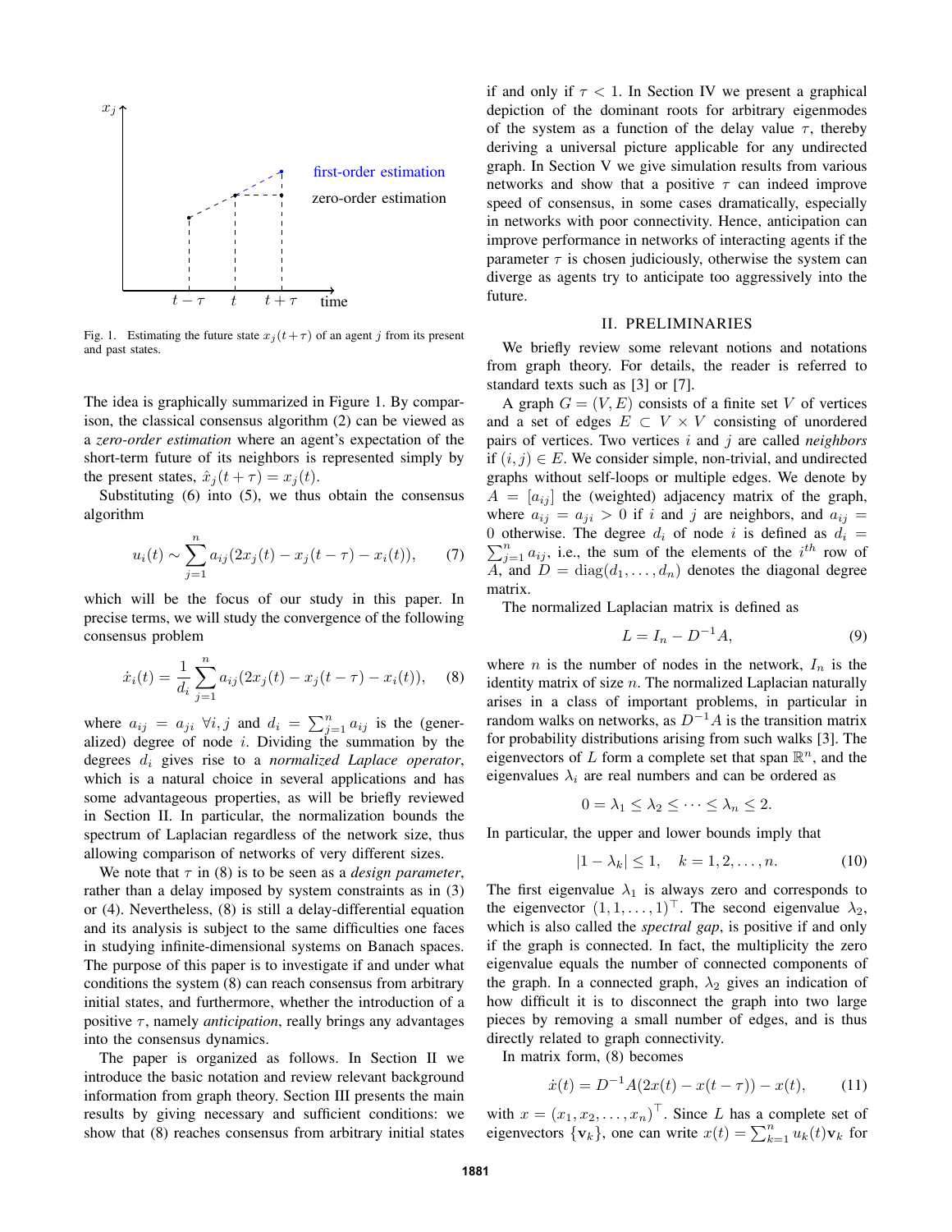Fig. 1. Estimating the future state $x_j(t+\tau)$ of an agent $j$ from its present and past states.

The idea is graphically summarized in Figure 1. By comparison, the classical consensus algorithm (2) can be viewed as a *zero-order estimation* where an agent's expectation of the short-term future of its neighbors is represented simply by the present states, $\hat{x}_j(t+\tau) = x_j(t)$.

Substituting (6) into (5), we thus obtain the consensus algorithm

$$u_i(t) \sim \sum_{j=1}^{n} a_{ij}(2x_j(t) - x_j(t-\tau) - x_i(t)), \qquad (7)$$

which will be the focus of our study in this paper. In precise terms, we will study the convergence of the following consensus problem

$$\dot{x}_i(t) = \frac{1}{d_i} \sum_{j=1}^{n} a_{ij}(2x_j(t) - x_j(t-\tau) - x_i(t)), \qquad (8)$$

where $a_{ij} = a_{ji} \; \forall i, j$ and $d_i = \sum_{j=1}^{n} a_{ij}$ is the (generalized) degree of node $i$. Dividing the summation by the degrees $d_i$ gives rise to a *normalized Laplace operator*, which is a natural choice in several applications and has some advantageous properties, as will be briefly reviewed in Section II. In particular, the normalization bounds the spectrum of Laplacian regardless of the network size, thus allowing comparison of networks of very different sizes.

We note that $\tau$ in (8) is to be seen as a *design parameter*, rather than a delay imposed by system constraints as in (3) or (4). Nevertheless, (8) is still a delay-differential equation and its analysis is subject to the same difficulties one faces in studying infinite-dimensional systems on Banach spaces. The purpose of this paper is to investigate if and under what conditions the system (8) can reach consensus from arbitrary initial states, and furthermore, whether the introduction of a positive $\tau$, namely *anticipation*, really brings any advantages into the consensus dynamics.

The paper is organized as follows. In Section II we introduce the basic notation and review relevant background information from graph theory. Section III presents the main results by giving necessary and sufficient conditions: we show that (8) reaches consensus from arbitrary initial states if and only if $\tau < 1$. In Section IV we present a graphical depiction of the dominant roots for arbitrary eigenmodes of the system as a function of the delay value $\tau$, thereby deriving a universal picture applicable for any undirected graph. In Section V we give simulation results from various networks and show that a positive $\tau$ can indeed improve speed of consensus, in some cases dramatically, especially in networks with poor connectivity. Hence, anticipation can improve performance in networks of interacting agents if the parameter $\tau$ is chosen judiciously, otherwise the system can diverge as agents try to anticipate too aggressively into the future.

## II. PRELIMINARIES

We briefly review some relevant notions and notations from graph theory. For details, the reader is referred to standard texts such as [3] or [7].

A graph $G = (V, E)$ consists of a finite set $V$ of vertices and a set of edges $E \subset V \times V$ consisting of unordered pairs of vertices. Two vertices $i$ and $j$ are called *neighbors* if $(i, j) \in E$. We consider simple, non-trivial, and undirected graphs without self-loops or multiple edges. We denote by $A = [a_{ij}]$ the (weighted) adjacency matrix of the graph, where $a_{ij} = a_{ji} > 0$ if $i$ and $j$ are neighbors, and $a_{ij} = 0$ otherwise. The degree $d_i$ of node $i$ is defined as $d_i = \sum_{j=1}^{n} a_{ij}$, i.e., the sum of the elements of the $i^{th}$ row of $A$, and $D = \text{diag}(d_1, \dots, d_n)$ denotes the diagonal degree matrix.

The normalized Laplacian matrix is defined as

$$L = I_n - D^{-1}A, \qquad (9)$$

where $n$ is the number of nodes in the network, $I_n$ is the identity matrix of size $n$. The normalized Laplacian naturally arises in a class of important problems, in particular in random walks on networks, as $D^{-1}A$ is the transition matrix for probability distributions arising from such walks [3]. The eigenvectors of $L$ form a complete set that span $\mathbb{R}^n$, and the eigenvalues $\lambda_i$ are real numbers and can be ordered as

$$0 = \lambda_1 \leq \lambda_2 \leq \cdots \leq \lambda_n \leq 2.$$

In particular, the upper and lower bounds imply that

$$|1 - \lambda_k| \leq 1, \quad k = 1, 2, \dots, n. \qquad (10)$$

The first eigenvalue $\lambda_1$ is always zero and corresponds to the eigenvector $(1, 1, \dots, 1)^\top$. The second eigenvalue $\lambda_2$, which is also called the *spectral gap*, is positive if and only if the graph is connected. In fact, the multiplicity the zero eigenvalue equals the number of connected components of the graph. In a connected graph, $\lambda_2$ gives an indication of how difficult it is to disconnect the graph into two large pieces by removing a small number of edges, and is thus directly related to graph connectivity.

In matrix form, (8) becomes

$$\dot{x}(t) = D^{-1}A(2x(t) - x(t-\tau)) - x(t), \qquad (11)$$

with $x = (x_1, x_2, \dots, x_n)^\top$. Since $L$ has a complete set of eigenvectors $\{\mathbf{v}_k\}$, one can write $x(t) = \sum_{k=1}^{n} u_k(t)\mathbf{v}_k$ for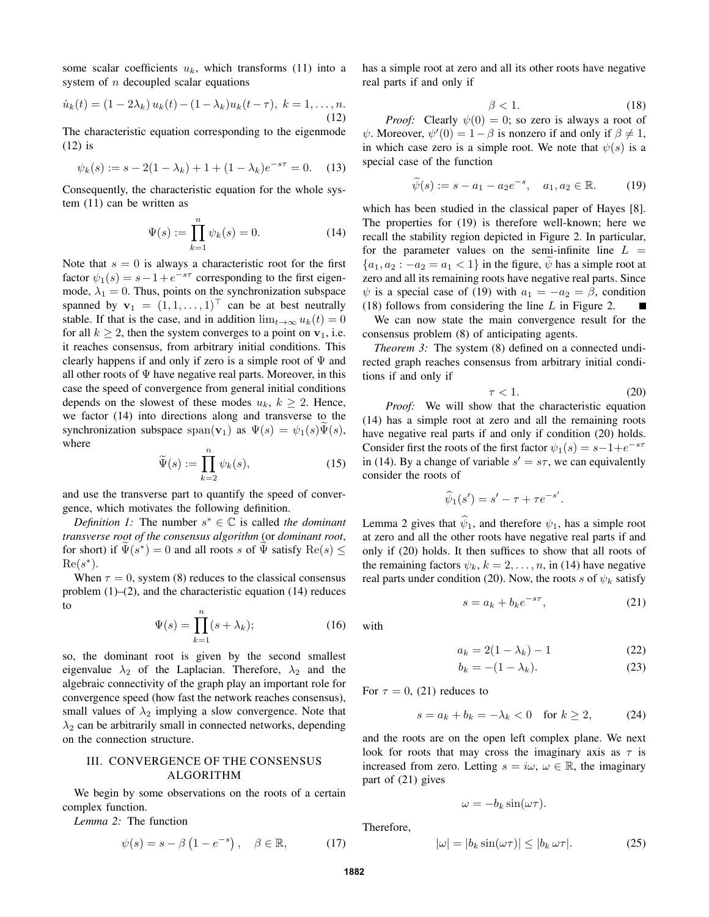some scalar coefficients $u_k$, which transforms (11) into a system of $n$ decoupled scalar equations

$$\dot{u}_k(t) = (1 - 2\lambda_k)\, u_k(t) - (1 - \lambda_k) u_k(t - \tau),\; k = 1, \ldots, n. \tag{12}$$

The characteristic equation corresponding to the eigenmode (12) is

$$\psi_k(s) := s - 2(1 - \lambda_k) + 1 + (1 - \lambda_k) e^{-s\tau} = 0. \tag{13}$$

Consequently, the characteristic equation for the whole system (11) can be written as

$$\Psi(s) := \prod_{k=1}^{n} \psi_k(s) = 0. \tag{14}$$

Note that $s = 0$ is always a characteristic root for the first factor $\psi_1(s) = s - 1 + e^{-s\tau}$ corresponding to the first eigenmode, $\lambda_1 = 0$. Thus, points on the synchronization subspace spanned by $\mathbf{v}_1 = (1, 1, \ldots, 1)^\top$ can be at best neutrally stable. If that is the case, and in addition $\lim_{t\to\infty} u_k(t) = 0$ for all $k \geq 2$, then the system converges to a point on $\mathbf{v}_1$, i.e. it reaches consensus, from arbitrary initial conditions. This clearly happens if and only if zero is a simple root of $\Psi$ and all other roots of $\Psi$ have negative real parts. Moreover, in this case the speed of convergence from general initial conditions depends on the slowest of these modes $u_k$, $k \geq 2$. Hence, we factor (14) into directions along and transverse to the synchronization subspace $\operatorname{span}(\mathbf{v}_1)$ as $\Psi(s) = \psi_1(s)\widetilde{\Psi}(s)$, where

$$\widetilde{\Psi}(s) := \prod_{k=2}^{n} \psi_k(s), \tag{15}$$

and use the transverse part to quantify the speed of convergence, which motivates the following definition.

*Definition 1:* The number $s^* \in \mathbb{C}$ is called *the dominant transverse root of the consensus algorithm* (or *dominant root*, for short) if $\widetilde{\Psi}(s^*) = 0$ and all roots $s$ of $\widetilde{\Psi}$ satisfy $\operatorname{Re}(s) \leq \operatorname{Re}(s^*)$.

When $\tau = 0$, system (8) reduces to the classical consensus problem (1)–(2), and the characteristic equation (14) reduces to

$$\Psi(s) = \prod_{k=1}^{n} (s + \lambda_k); \tag{16}$$

so, the dominant root is given by the second smallest eigenvalue $\lambda_2$ of the Laplacian. Therefore, $\lambda_2$ and the algebraic connectivity of the graph play an important role for convergence speed (how fast the network reaches consensus), small values of $\lambda_2$ implying a slow convergence. Note that $\lambda_2$ can be arbitrarily small in connected networks, depending on the connection structure.

## III. CONVERGENCE OF THE CONSENSUS ALGORITHM

We begin by some observations on the roots of a certain complex function.

*Lemma 2:* The function

$$\psi(s) = s - \beta\left(1 - e^{-s}\right), \quad \beta \in \mathbb{R}, \tag{17}$$

has a simple root at zero and all its other roots have negative real parts if and only if

$$\beta < 1. \tag{18}$$

*Proof:* Clearly $\psi(0) = 0$; so zero is always a root of $\psi$. Moreover, $\psi'(0) = 1 - \beta$ is nonzero if and only if $\beta \neq 1$, in which case zero is a simple root. We note that $\psi(s)$ is a special case of the function

$$\widetilde{\psi}(s) := s - a_1 - a_2 e^{-s}, \quad a_1, a_2 \in \mathbb{R}. \tag{19}$$

which has been studied in the classical paper of Hayes [8]. The properties for (19) is therefore well-known; here we recall the stability region depicted in Figure 2. In particular, for the parameter values on the semi-infinite line $L = \{a_1, a_2 : -a_2 = a_1 < 1\}$ in the figure, $\widetilde{\psi}$ has a simple root at zero and all its remaining roots have negative real parts. Since $\psi$ is a special case of (19) with $a_1 = -a_2 = \beta$, condition (18) follows from considering the line $L$ in Figure 2. ■

We can now state the main convergence result for the consensus problem (8) of anticipating agents.

*Theorem 3:* The system (8) defined on a connected undirected graph reaches consensus from arbitrary initial conditions if and only if

$$\tau < 1. \tag{20}$$

*Proof:* We will show that the characteristic equation (14) has a simple root at zero and all the remaining roots have negative real parts if and only if condition (20) holds. Consider first the roots of the first factor $\psi_1(s) = s - 1 + e^{-s\tau}$ in (14). By a change of variable $s' = s\tau$, we can equivalently consider the roots of

$$\widehat{\psi}_1(s') = s' - \tau + \tau e^{-s'}.$$

Lemma 2 gives that $\widehat{\psi}_1$, and therefore $\psi_1$, has a simple root at zero and all the other roots have negative real parts if and only if (20) holds. It then suffices to show that all roots of the remaining factors $\psi_k$, $k = 2, \ldots, n$, in (14) have negative real parts under condition (20). Now, the roots $s$ of $\psi_k$ satisfy

$$s = a_k + b_k e^{-s\tau}, \tag{21}$$

with

$$a_k = 2(1 - \lambda_k) - 1 \tag{22}$$

$$b_k = -(1 - \lambda_k). \tag{23}$$

For $\tau = 0$, (21) reduces to

$$s = a_k + b_k = -\lambda_k < 0 \quad \text{for } k \geq 2, \tag{24}$$

and the roots are on the open left complex plane. We next look for roots that may cross the imaginary axis as $\tau$ is increased from zero. Letting $s = i\omega$, $\omega \in \mathbb{R}$, the imaginary part of (21) gives

$$\omega = -b_k \sin(\omega\tau).$$

Therefore,

$$|\omega| = |b_k \sin(\omega\tau)| \leq |b_k\, \omega\tau|. \tag{25}$$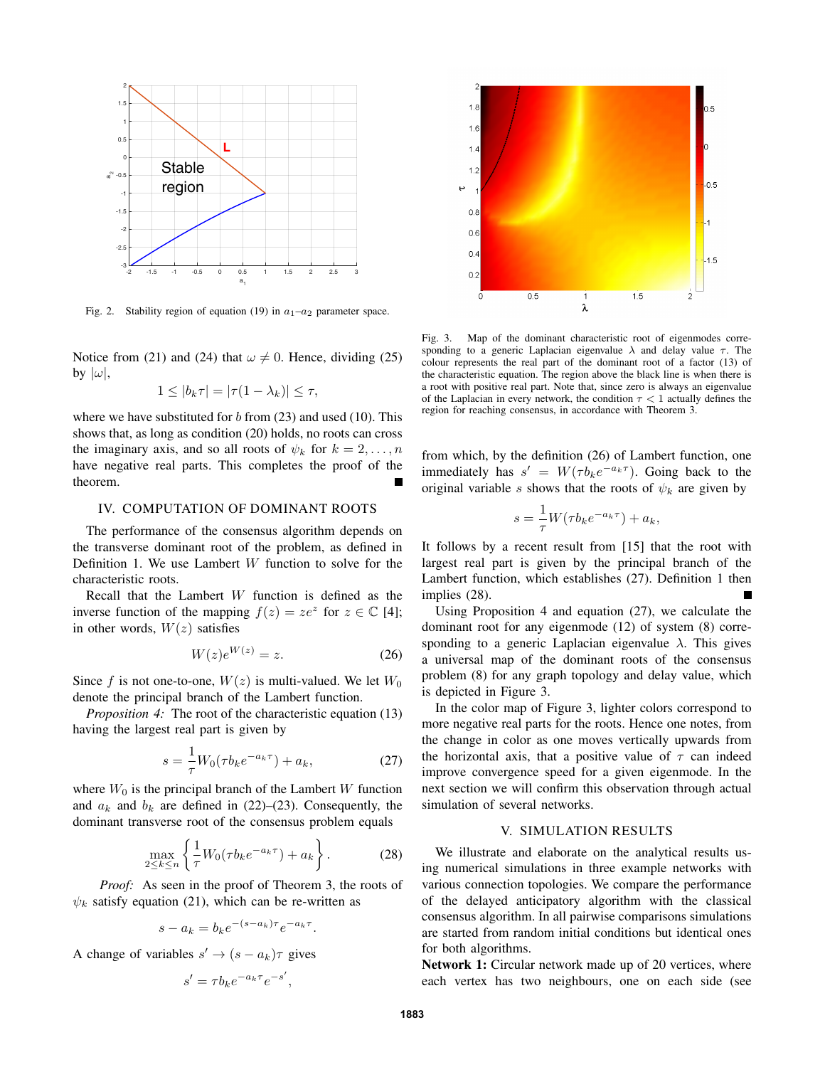Fig. 2. Stability region of equation (19) in $a_1$–$a_2$ parameter space.

Notice from (21) and (24) that $\omega \neq 0$. Hence, dividing (25) by $|\omega|$,

$$1 \leq |b_k \tau| = |\tau(1 - \lambda_k)| \leq \tau,$$

where we have substituted for $b$ from (23) and used (10). This shows that, as long as condition (20) holds, no roots can cross the imaginary axis, and so all roots of $\psi_k$ for $k = 2, \ldots, n$ have negative real parts. This completes the proof of the theorem. ■

## IV. COMPUTATION OF DOMINANT ROOTS

The performance of the consensus algorithm depends on the transverse dominant root of the problem, as defined in Definition 1. We use Lambert $W$ function to solve for the characteristic roots.

Recall that the Lambert $W$ function is defined as the inverse function of the mapping $f(z) = ze^z$ for $z \in \mathbb{C}$ [4]; in other words, $W(z)$ satisfies

$$W(z)e^{W(z)} = z. \tag{26}$$

Since $f$ is not one-to-one, $W(z)$ is multi-valued. We let $W_0$ denote the principal branch of the Lambert function.

*Proposition 4:* The root of the characteristic equation (13) having the largest real part is given by

$$s = \frac{1}{\tau} W_0(\tau b_k e^{-a_k \tau}) + a_k, \tag{27}$$

where $W_0$ is the principal branch of the Lambert $W$ function and $a_k$ and $b_k$ are defined in (22)–(23). Consequently, the dominant transverse root of the consensus problem equals

$$\max_{2 \leq k \leq n} \left\{ \frac{1}{\tau} W_0(\tau b_k e^{-a_k \tau}) + a_k \right\}. \tag{28}$$

*Proof:* As seen in the proof of Theorem 3, the roots of $\psi_k$ satisfy equation (21), which can be re-written as

$$s - a_k = b_k e^{-(s-a_k)\tau} e^{-a_k \tau}.$$

A change of variables $s' \to (s - a_k)\tau$ gives

$$s' = \tau b_k e^{-a_k \tau} e^{-s'},$$

Fig. 3. Map of the dominant characteristic root of eigenmodes corresponding to a generic Laplacian eigenvalue $\lambda$ and delay value $\tau$. The colour represents the real part of the dominant root of a factor (13) of the characteristic equation. The region above the black line is when there is a root with positive real part. Note that, since zero is always an eigenvalue of the Laplacian in every network, the condition $\tau < 1$ actually defines the region for reaching consensus, in accordance with Theorem 3.

from which, by the definition (26) of Lambert function, one immediately has $s' = W(\tau b_k e^{-a_k \tau})$. Going back to the original variable $s$ shows that the roots of $\psi_k$ are given by

$$s = \frac{1}{\tau} W(\tau b_k e^{-a_k \tau}) + a_k,$$

It follows by a recent result from [15] that the root with largest real part is given by the principal branch of the Lambert function, which establishes (27). Definition 1 then implies (28). ■

Using Proposition 4 and equation (27), we calculate the dominant root for any eigenmode (12) of system (8) corresponding to a generic Laplacian eigenvalue $\lambda$. This gives a universal map of the dominant roots of the consensus problem (8) for any graph topology and delay value, which is depicted in Figure 3.

In the color map of Figure 3, lighter colors correspond to more negative real parts for the roots. Hence one notes, from the change in color as one moves vertically upwards from the horizontal axis, that a positive value of $\tau$ can indeed improve convergence speed for a given eigenmode. In the next section we will confirm this observation through actual simulation of several networks.

## V. SIMULATION RESULTS

We illustrate and elaborate on the analytical results using numerical simulations in three example networks with various connection topologies. We compare the performance of the delayed anticipatory algorithm with the classical consensus algorithm. In all pairwise comparisons simulations are started from random initial conditions but identical ones for both algorithms.

**Network 1:** Circular network made up of 20 vertices, where each vertex has two neighbours, one on each side (see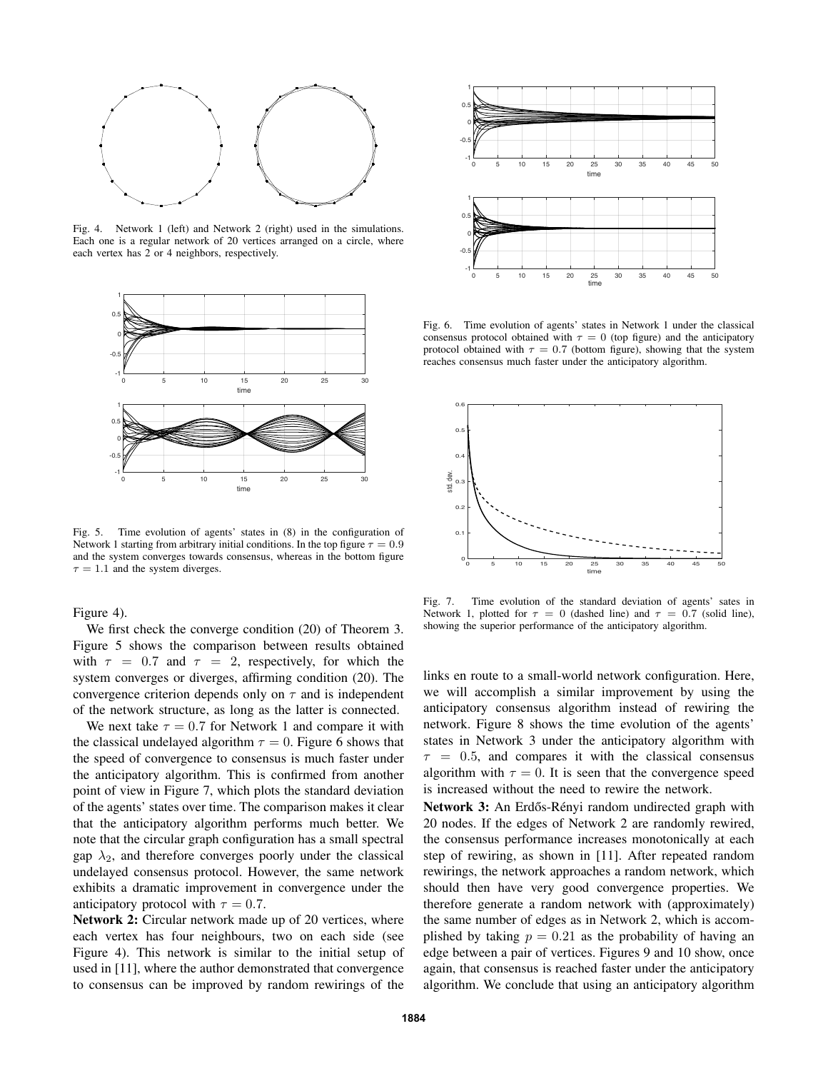Fig. 4. Network 1 (left) and Network 2 (right) used in the simulations. Each one is a regular network of 20 vertices arranged on a circle, where each vertex has 2 or 4 neighbors, respectively.

Fig. 5. Time evolution of agents' states in (8) in the configuration of Network 1 starting from arbitrary initial conditions. In the top figure $\tau = 0.9$ and the system converges towards consensus, whereas in the bottom figure $\tau = 1.1$ and the system diverges.

Figure 4).

We first check the converge condition (20) of Theorem 3. Figure 5 shows the comparison between results obtained with $\tau = 0.7$ and $\tau = 2$, respectively, for which the system converges or diverges, affirming condition (20). The convergence criterion depends only on $\tau$ and is independent of the network structure, as long as the latter is connected.

We next take $\tau = 0.7$ for Network 1 and compare it with the classical undelayed algorithm $\tau = 0$. Figure 6 shows that the speed of convergence to consensus is much faster under the anticipatory algorithm. This is confirmed from another point of view in Figure 7, which plots the standard deviation of the agents' states over time. The comparison makes it clear that the anticipatory algorithm performs much better. We note that the circular graph configuration has a small spectral gap $\lambda_2$, and therefore converges poorly under the classical undelayed consensus protocol. However, the same network exhibits a dramatic improvement in convergence under the anticipatory protocol with $\tau = 0.7$.

**Network 2:** Circular network made up of 20 vertices, where each vertex has four neighbours, two on each side (see Figure 4). This network is similar to the initial setup of used in [11], where the author demonstrated that convergence to consensus can be improved by random rewirings of the links en route to a small-world network configuration. Here, we will accomplish a similar improvement by using the anticipatory consensus algorithm instead of rewiring the network. Figure 8 shows the time evolution of the agents' states in Network 3 under the anticipatory algorithm with $\tau = 0.5$, and compares it with the classical consensus algorithm with $\tau = 0$. It is seen that the convergence speed is increased without the need to rewire the network.

Fig. 6. Time evolution of agents' states in Network 1 under the classical consensus protocol obtained with $\tau = 0$ (top figure) and the anticipatory protocol obtained with $\tau = 0.7$ (bottom figure), showing that the system reaches consensus much faster under the anticipatory algorithm.

Fig. 7. Time evolution of the standard deviation of agents' sates in Network 1, plotted for $\tau = 0$ (dashed line) and $\tau = 0.7$ (solid line), showing the superior performance of the anticipatory algorithm.

**Network 3:** An Erdős-Rényi random undirected graph with 20 nodes. If the edges of Network 2 are randomly rewired, the consensus performance increases monotonically at each step of rewiring, as shown in [11]. After repeated random rewirings, the network approaches a random network, which should then have very good convergence properties. We therefore generate a random network with (approximately) the same number of edges as in Network 2, which is accomplished by taking $p = 0.21$ as the probability of having an edge between a pair of vertices. Figures 9 and 10 show, once again, that consensus is reached faster under the anticipatory algorithm. We conclude that using an anticipatory algorithm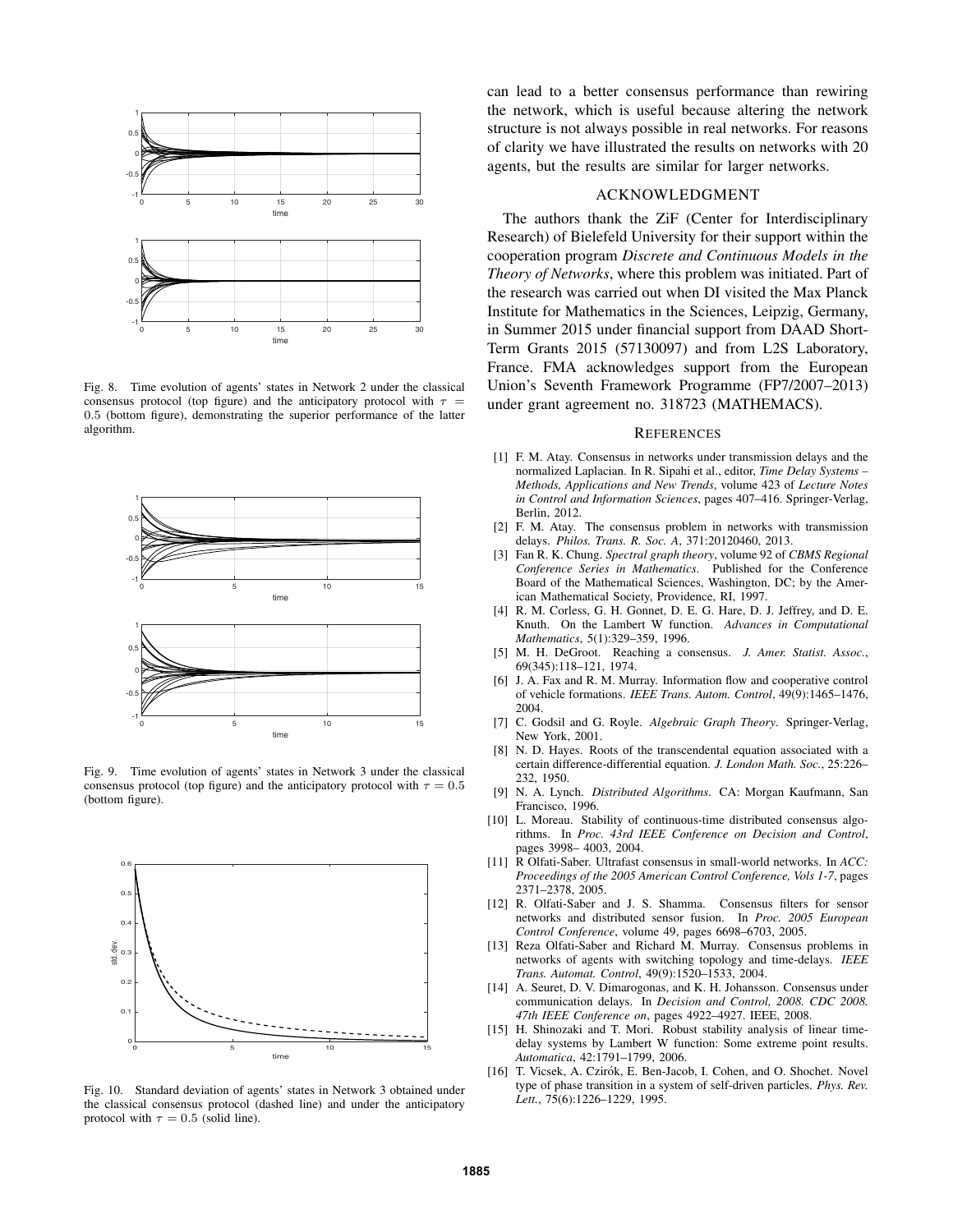1
0.5
0
-0.5
-1
0 5 10 15 20 25 30
time

1
0.5
0
-0.5
-1
0 5 10 15 20 25 30
time

Fig. 8. Time evolution of agents' states in Network 2 under the classical consensus protocol (top figure) and the anticipatory protocol with $\tau = 0.5$ (bottom figure), demonstrating the superior performance of the latter algorithm.

1
0.5
0
-0.5
-1
0 5 10 15
time

1
0.5
0
-0.5
-1
0 5 10 15
time

Fig. 9. Time evolution of agents' states in Network 3 under the classical consensus protocol (top figure) and the anticipatory protocol with $\tau = 0.5$ (bottom figure).

0.6
0.5
0.4
0.3
0.2
0.1
0
std. dev.
0 5 10 15
time

Fig. 10. Standard deviation of agents' states in Network 3 obtained under the classical consensus protocol (dashed line) and under the anticipatory protocol with $\tau = 0.5$ (solid line).

can lead to a better consensus performance than rewiring the network, which is useful because altering the network structure is not always possible in real networks. For reasons of clarity we have illustrated the results on networks with 20 agents, but the results are similar for larger networks.

## ACKNOWLEDGMENT

The authors thank the ZiF (Center for Interdisciplinary Research) of Bielefeld University for their support within the cooperation program *Discrete and Continuous Models in the Theory of Networks*, where this problem was initiated. Part of the research was carried out when DI visited the Max Planck Institute for Mathematics in the Sciences, Leipzig, Germany, in Summer 2015 under financial support from DAAD Short-Term Grants 2015 (57130097) and from L2S Laboratory, France. FMA acknowledges support from the European Union's Seventh Framework Programme (FP7/2007–2013) under grant agreement no. 318723 (MATHEMACS).

## REFERENCES

[1] F. M. Atay. Consensus in networks under transmission delays and the normalized Laplacian. In R. Sipahi et al., editor, *Time Delay Systems – Methods, Applications and New Trends*, volume 423 of *Lecture Notes in Control and Information Sciences*, pages 407–416. Springer-Verlag, Berlin, 2012.

[2] F. M. Atay. The consensus problem in networks with transmission delays. *Philos. Trans. R. Soc. A*, 371:20120460, 2013.

[3] Fan R. K. Chung. *Spectral graph theory*, volume 92 of *CBMS Regional Conference Series in Mathematics*. Published for the Conference Board of the Mathematical Sciences, Washington, DC; by the American Mathematical Society, Providence, RI, 1997.

[4] R. M. Corless, G. H. Gonnet, D. E. G. Hare, D. J. Jeffrey, and D. E. Knuth. On the Lambert W function. *Advances in Computational Mathematics*, 5(1):329–359, 1996.

[5] M. H. DeGroot. Reaching a consensus. *J. Amer. Statist. Assoc.*, 69(345):118–121, 1974.

[6] J. A. Fax and R. M. Murray. Information flow and cooperative control of vehicle formations. *IEEE Trans. Autom. Control*, 49(9):1465–1476, 2004.

[7] C. Godsil and G. Royle. *Algebraic Graph Theory*. Springer-Verlag, New York, 2001.

[8] N. D. Hayes. Roots of the transcendental equation associated with a certain difference-differential equation. *J. London Math. Soc.*, 25:226–232, 1950.

[9] N. A. Lynch. *Distributed Algorithms*. CA: Morgan Kaufmann, San Francisco, 1996.

[10] L. Moreau. Stability of continuous-time distributed consensus algorithms. In *Proc. 43rd IEEE Conference on Decision and Control*, pages 3998– 4003, 2004.

[11] R Olfati-Saber. Ultrafast consensus in small-world networks. In *ACC: Proceedings of the 2005 American Control Conference, Vols 1-7*, pages 2371–2378, 2005.

[12] R. Olfati-Saber and J. S. Shamma. Consensus filters for sensor networks and distributed sensor fusion. In *Proc. 2005 European Control Conference*, volume 49, pages 6698–6703, 2005.

[13] Reza Olfati-Saber and Richard M. Murray. Consensus problems in networks of agents with switching topology and time-delays. *IEEE Trans. Automat. Control*, 49(9):1520–1533, 2004.

[14] A. Seuret, D. V. Dimarogonas, and K. H. Johansson. Consensus under communication delays. In *Decision and Control, 2008. CDC 2008. 47th IEEE Conference on*, pages 4922–4927. IEEE, 2008.

[15] H. Shinozaki and T. Mori. Robust stability analysis of linear time-delay systems by Lambert W function: Some extreme point results. *Automatica*, 42:1791–1799, 2006.

[16] T. Vicsek, A. Czirók, E. Ben-Jacob, I. Cohen, and O. Shochet. Novel type of phase transition in a system of self-driven particles. *Phys. Rev. Lett.*, 75(6):1226–1229, 1995.